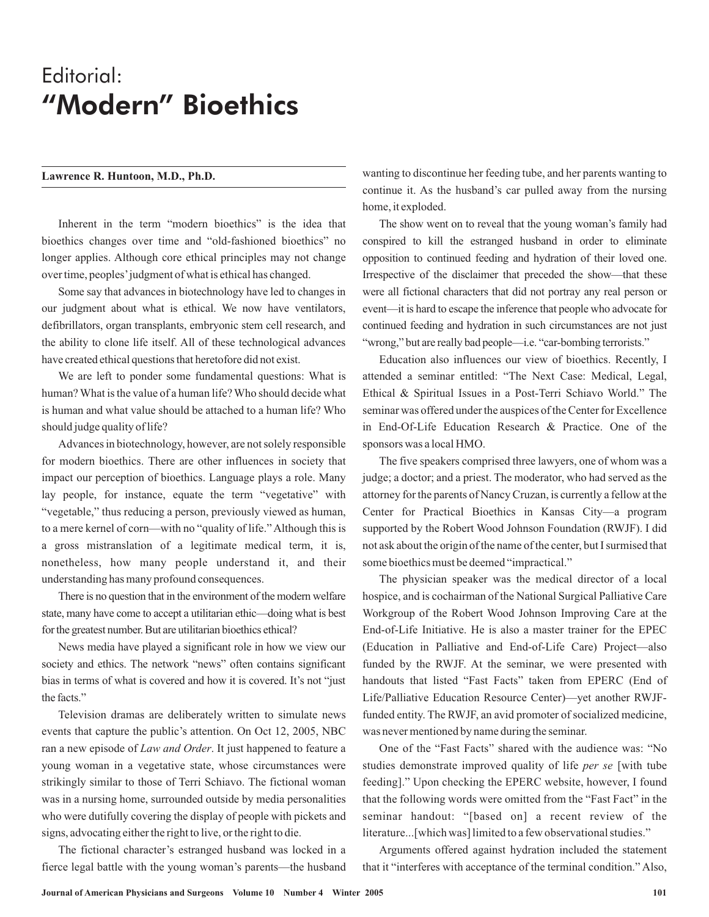# Editorial: "Modern" Bioethics

**Lawrence R. Huntoon, M.D., Ph.D.**

Inherent in the term "modern bioethics" is the idea that bioethics changes over time and "old-fashioned bioethics" no longer applies. Although core ethical principles may not change over time, peoples' judgment of what is ethical has changed.

Some say that advances in biotechnology have led to changes in our judgment about what is ethical. We now have ventilators, defibrillators, organ transplants, embryonic stem cell research, and the ability to clone life itself. All of these technological advances have created ethical questions that heretofore did not exist.

We are left to ponder some fundamental questions: What is human? What is the value of a human life? Who should decide what is human and what value should be attached to a human life? Who should judge quality of life?

Advances in biotechnology, however, are not solely responsible for modern bioethics. There are other influences in society that impact our perception of bioethics. Language plays a role. Many lay people, for instance, equate the term "vegetative" with "vegetable," thus reducing a person, previously viewed as human, to a mere kernel of corn—with no "quality of life." Although this is a gross mistranslation of a legitimate medical term, it is, nonetheless, how many people understand it, and their understanding has many profound consequences.

There is no question that in the environment of the modern welfare state, many have come to accept a utilitarian ethic—doing what is best for the greatest number. But are utilitarian bioethics ethical?

News media have played a significant role in how we view our society and ethics. The network "news" often contains significant bias in terms of what is covered and how it is covered. It's not "just the facts."

Television dramas are deliberately written to simulate news events that capture the public's attention. On Oct 12, 2005, NBC ran a new episode of *Law and Order*. It just happened to feature a young woman in a vegetative state, whose circumstances were strikingly similar to those of Terri Schiavo. The fictional woman was in a nursing home, surrounded outside by media personalities who were dutifully covering the display of people with pickets and signs, advocating either the right to live, or the right to die.

The fictional character's estranged husband was locked in a fierce legal battle with the young woman's parents—the husband wanting to discontinue her feeding tube, and her parents wanting to continue it. As the husband's car pulled away from the nursing home, it exploded.

The show went on to reveal that the young woman's family had conspired to kill the estranged husband in order to eliminate opposition to continued feeding and hydration of their loved one. Irrespective of the disclaimer that preceded the show—that these were all fictional characters that did not portray any real person or event—it is hard to escape the inference that people who advocate for continued feeding and hydration in such circumstances are not just "wrong," but are really bad people—i.e. "car-bombing terrorists."

Education also influences our view of bioethics. Recently, I attended a seminar entitled: "The Next Case: Medical, Legal, Ethical & Spiritual Issues in a Post-Terri Schiavo World." The seminar was offered under the auspices of the Center for Excellence in End-Of-Life Education Research & Practice. One of the sponsors was a local HMO.

The five speakers comprised three lawyers, one of whom was a judge; a doctor; and a priest. The moderator, who had served as the attorney for the parents of Nancy Cruzan, is currently a fellow at the Center for Practical Bioethics in Kansas City—a program supported by the Robert Wood Johnson Foundation (RWJF). I did not ask about the origin of the name of the center, but I surmised that some bioethics must be deemed "impractical."

The physician speaker was the medical director of a local hospice, and is cochairman of the National Surgical Palliative Care Workgroup of the Robert Wood Johnson Improving Care at the End-of-Life Initiative. He is also a master trainer for the EPEC (Education in Palliative and End-of-Life Care) Project—also funded by the RWJF. At the seminar, we were presented with handouts that listed "Fast Facts" taken from EPERC (End of Life/Palliative Education Resource Center)—yet another RWJF-funded entity. The RWJF, an avid promoter of socialized medicine, was never mentioned by name during the seminar.

One of the "Fast Facts" shared with the audience was: "No studies demonstrate improved quality of life *per se* [with tube feeding]." Upon checking the EPERC website, however, I found that the following words were omitted from the "Fast Fact" in the seminar handout: "[based on] a recent review of the literature...[which was] limited to a few observational studies."

Arguments offered against hydration included the statement that it "interferes with acceptance of the terminal condition." Also,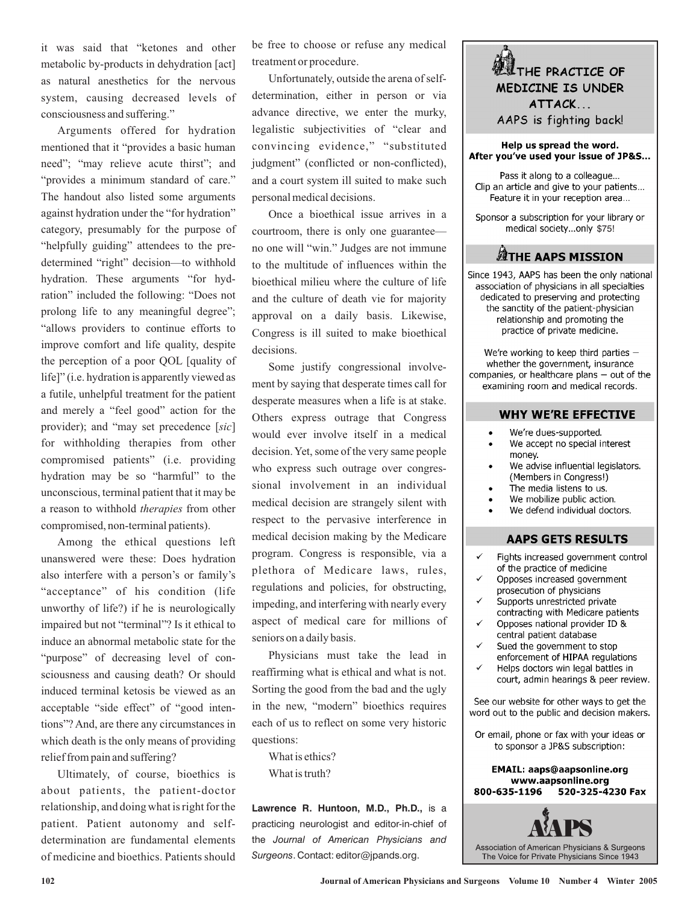it was said that "ketones and other metabolic by-products in dehydration [act] as natural anesthetics for the nervous system, causing decreased levels of consciousness and suffering."

Arguments offered for hydration mentioned that it "provides a basic human need"; "may relieve acute thirst"; and "provides a minimum standard of care." The handout also listed some arguments against hydration under the "for hydration" category, presumably for the purpose of "helpfully guiding" attendees to the pre-determined "right" decision—to withhold hydration. These arguments "for hydration" included the following: "Does not prolong life to any meaningful degree"; "allows providers to continue efforts to improve comfort and life quality, despite the perception of a poor QOL [quality of life]" (i.e. hydration is apparently viewed as a futile, unhelpful treatment for the patient and merely a "feel good" action for the provider); and "may set precedence [*sic*] for withholding therapies from other compromised patients" (i.e. providing hydration may be so "harmful" to the unconscious, terminal patient that it may be a reason to withhold *therapies* from other compromised, non-terminal patients).

Among the ethical questions left unanswered were these: Does hydration also interfere with a person's or family's "acceptance" of his condition (life unworthy of life?) if he is neurologically impaired but not "terminal"? Is it ethical to induce an abnormal metabolic state for the "purpose" of decreasing level of consciousness and causing death? Or should induced terminal ketosis be viewed as an acceptable "side effect" of "good intentions"? And, are there any circumstances in which death is the only means of providing relief from pain and suffering?

Ultimately, of course, bioethics is about patients, the patient-doctor relationship, and doing what is right for the patient. Patient autonomy and self-determination are fundamental elements of medicine and bioethics. Patients should be free to choose or refuse any medical treatment or procedure.

Unfortunately, outside the arena of self-determination, either in person or via advance directive, we enter the murky, legalistic subjectivities of "clear and convincing evidence," "substituted judgment" (conflicted or non-conflicted), and a court system ill suited to make such personal medical decisions.

Once a bioethical issue arrives in a courtroom, there is only one guarantee—no one will "win." Judges are not immune to the multitude of influences within the bioethical milieu where the culture of life and the culture of death vie for majority approval on a daily basis. Likewise, Congress is ill suited to make bioethical decisions.

Some justify congressional involvement by saying that desperate times call for desperate measures when a life is at stake. Others express outrage that Congress would ever involve itself in a medical decision. Yet, some of the very same people who express such outrage over congressional involvement in an individual medical decision are strangely silent with respect to the pervasive interference in medical decision making by the Medicare program. Congress is responsible, via a plethora of Medicare laws, rules, regulations and policies, for obstructing, impeding, and interfering with nearly every aspect of medical care for millions of seniors on a daily basis.

Physicians must take the lead in reaffirming what is ethical and what is not. Sorting the good from the bad and the ugly in the new, "modern" bioethics requires each of us to reflect on some very historic questions:

What is ethics?

What is truth?

**Lawrence R. Huntoon, M.D., Ph.D.,** is a practicing neurologist and editor-in-chief of the *Journal of American Physicians and Surgeons*. Contact: editor@jpands.org.

## THE PRACTICE OF MEDICINE IS UNDER ATTACK...

AAPS is fighting back!

**Help us spread the word. After you've used your issue of JP&S...**

Pass it along to a colleague...
Clip an article and give to your patients...
Feature it in your reception area...

Sponsor a subscription for your library or medical society...only $75!

### THE AAPS MISSION

Since 1943, AAPS has been the only national association of physicians in all specialties dedicated to preserving and protecting the sanctity of the patient-physician relationship and promoting the practice of private medicine.

We're working to keep third parties – whether the government, insurance companies, or healthcare plans – out of the examining room and medical records.

### WHY WE'RE EFFECTIVE

- We're dues-supported.
- We accept no special interest money.
- We advise influential legislators. (Members in Congress!)
- The media listens to us.
- We mobilize public action.
- We defend individual doctors.

### AAPS GETS RESULTS

- ✓ Fights increased government control of the practice of medicine
- ✓ Opposes increased government prosecution of physicians
- ✓ Supports unrestricted private contracting with Medicare patients
- ✓ Opposes national provider ID & central patient database
- ✓ Sued the government to stop enforcement of HIPAA regulations
- ✓ Helps doctors win legal battles in court, admin hearings & peer review.

See our website for other ways to get the word out to the public and decision makers.

Or email, phone or fax with your ideas or to sponsor a JP&S subscription:

**EMAIL: aaps@aapsonline.org**
**www.aapsonline.org**
**800-635-1196 520-325-4230 Fax**

**AAPS**
Association of American Physicians & Surgeons
The Voice for Private Physicians Since 1943